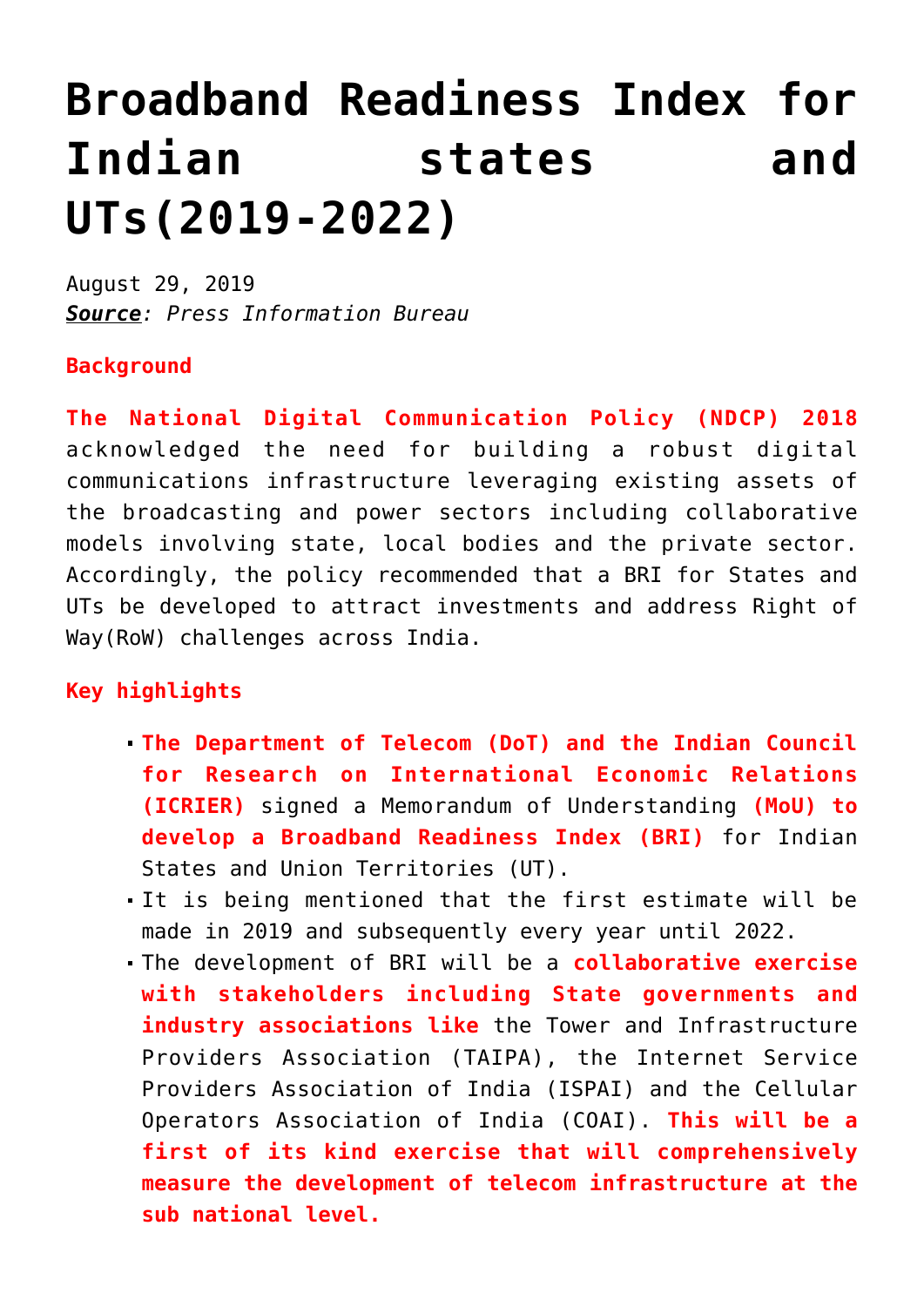# Broadband Readiness Index for Indian states and UTs(2019-2022)

August 29, 2019
***Source**: Press Information Bureau*

**Background**

**The National Digital Communication Policy (NDCP) 2018** acknowledged the need for building a robust digital communications infrastructure leveraging existing assets of the broadcasting and power sectors including collaborative models involving state, local bodies and the private sector. Accordingly, the policy recommended that a BRI for States and UTs be developed to attract investments and address Right of Way(RoW) challenges across India.

**Key highlights**

- **The Department of Telecom (DoT) and the Indian Council for Research on International Economic Relations (ICRIER)** signed a Memorandum of Understanding **(MoU) to develop a Broadband Readiness Index (BRI)** for Indian States and Union Territories (UT).
- It is being mentioned that the first estimate will be made in 2019 and subsequently every year until 2022.
- The development of BRI will be a **collaborative exercise with stakeholders including State governments and industry associations like** the Tower and Infrastructure Providers Association (TAIPA), the Internet Service Providers Association of India (ISPAI) and the Cellular Operators Association of India (COAI). **This will be a first of its kind exercise that will comprehensively measure the development of telecom infrastructure at the sub national level.**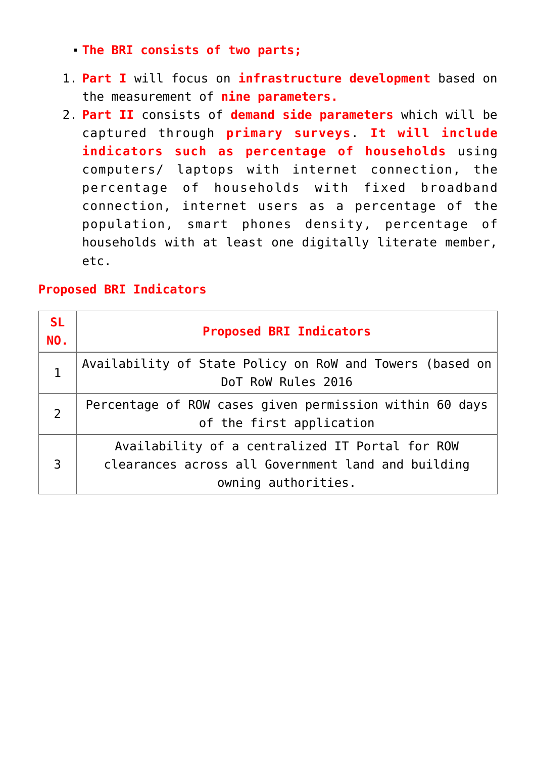- **The BRI consists of two parts;**

1. **Part I** will focus on **infrastructure development** based on the measurement of **nine parameters.**
2. **Part II** consists of **demand side parameters** which will be captured through **primary surveys**. **It will include indicators such as percentage of households** using computers/ laptops with internet connection, the percentage of households with fixed broadband connection, internet users as a percentage of the population, smart phones density, percentage of households with at least one digitally literate member, etc.

**Proposed BRI Indicators**

| SL NO. | Proposed BRI Indicators |
|---|---|
| 1 | Availability of State Policy on RoW and Towers (based on DoT RoW Rules 2016 |
| 2 | Percentage of ROW cases given permission within 60 days of the first application |
| 3 | Availability of a centralized IT Portal for ROW clearances across all Government land and building owning authorities. |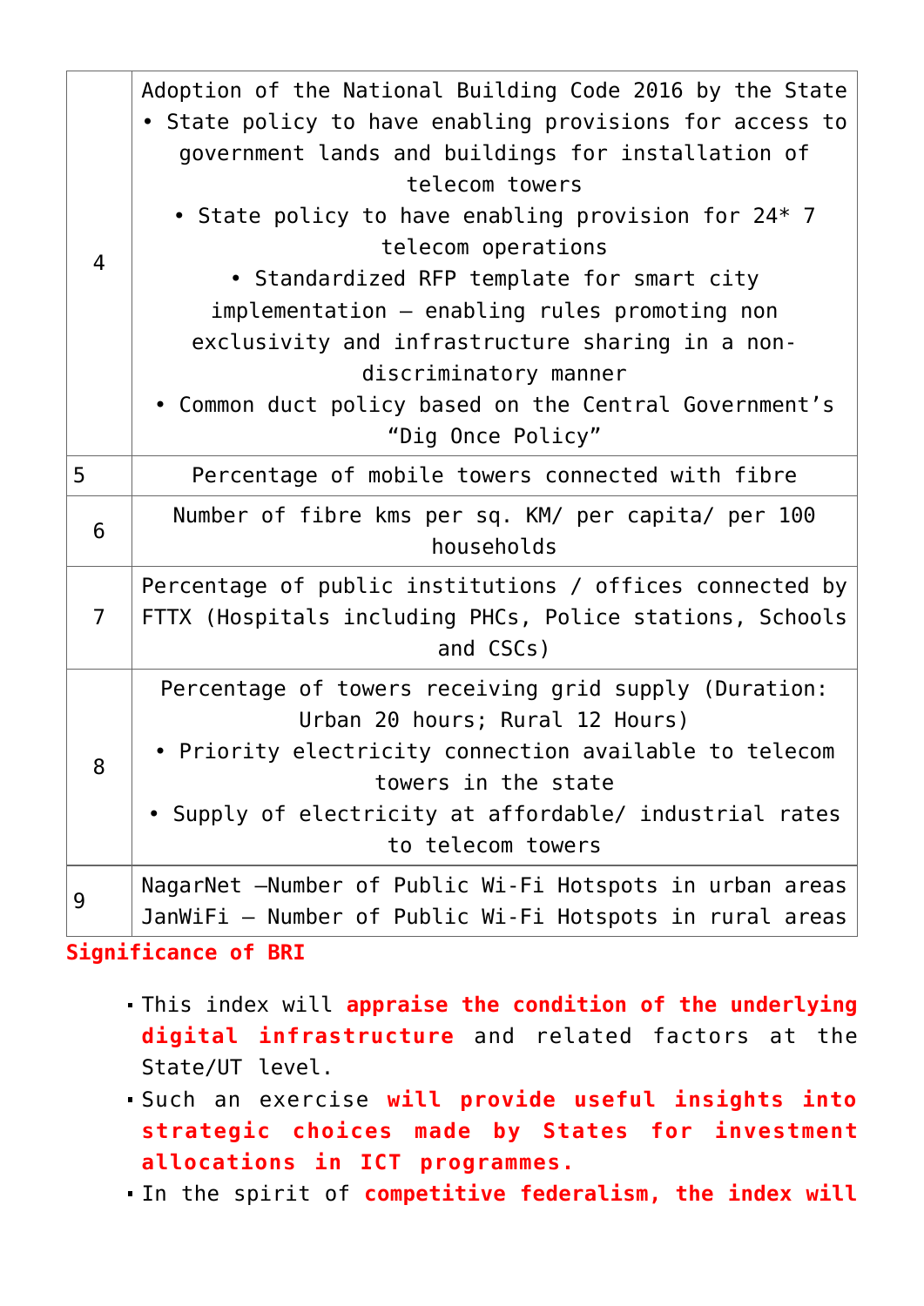| | |
|---|---|
| 4 | Adoption of the National Building Code 2016 by the State<br>• State policy to have enabling provisions for access to government lands and buildings for installation of telecom towers<br>• State policy to have enabling provision for 24* 7 telecom operations<br>• Standardized RFP template for smart city implementation – enabling rules promoting non exclusivity and infrastructure sharing in a non-discriminatory manner<br>• Common duct policy based on the Central Government's "Dig Once Policy" |
| 5 | Percentage of mobile towers connected with fibre |
| 6 | Number of fibre kms per sq. KM/ per capita/ per 100 households |
| 7 | Percentage of public institutions / offices connected by FTTX (Hospitals including PHCs, Police stations, Schools and CSCs) |
| 8 | Percentage of towers receiving grid supply (Duration: Urban 20 hours; Rural 12 Hours)<br>• Priority electricity connection available to telecom towers in the state<br>• Supply of electricity at affordable/ industrial rates to telecom towers |
| 9 | NagarNet –Number of Public Wi-Fi Hotspots in urban areas<br>JanWiFi – Number of Public Wi-Fi Hotspots in rural areas |

**Significance of BRI**

- This index will **appraise the condition of the underlying digital infrastructure** and related factors at the State/UT level.
- Such an exercise **will provide useful insights into strategic choices made by States for investment allocations in ICT programmes.**
- In the spirit of **competitive federalism, the index will**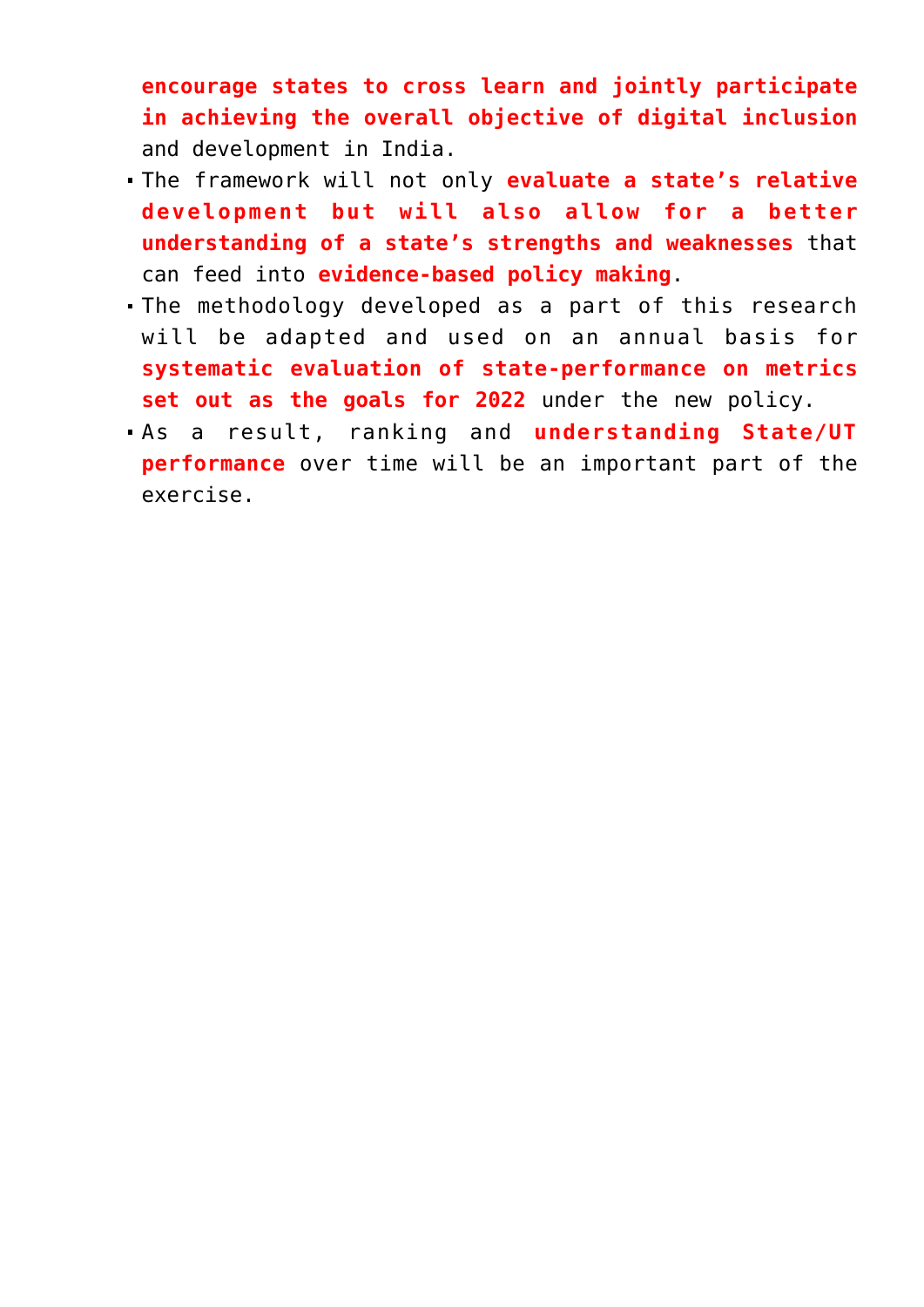**encourage states to cross learn and jointly participate in achieving the overall objective of digital inclusion** and development in India.

- The framework will not only **evaluate a state's relative development but will also allow for a better understanding of a state's strengths and weaknesses** that can feed into **evidence-based policy making**.
- The methodology developed as a part of this research will be adapted and used on an annual basis for **systematic evaluation of state-performance on metrics set out as the goals for 2022** under the new policy.
- As a result, ranking and **understanding State/UT performance** over time will be an important part of the exercise.